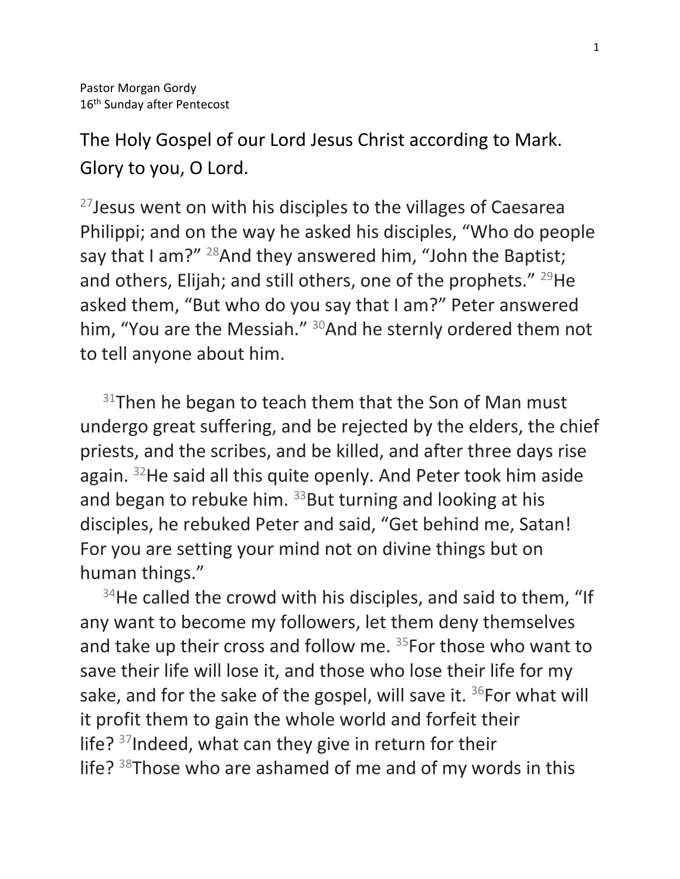Pastor Morgan Gordy
16th Sunday after Pentecost

The Holy Gospel of our Lord Jesus Christ according to Mark.
Glory to you, O Lord.

[27]Jesus went on with his disciples to the villages of Caesarea Philippi; and on the way he asked his disciples, "Who do people say that I am?" [28]And they answered him, "John the Baptist; and others, Elijah; and still others, one of the prophets." [29]He asked them, "But who do you say that I am?" Peter answered him, "You are the Messiah." [30]And he sternly ordered them not to tell anyone about him.

[31]Then he began to teach them that the Son of Man must undergo great suffering, and be rejected by the elders, the chief priests, and the scribes, and be killed, and after three days rise again. [32]He said all this quite openly. And Peter took him aside and began to rebuke him. [33]But turning and looking at his disciples, he rebuked Peter and said, "Get behind me, Satan! For you are setting your mind not on divine things but on human things."

[34]He called the crowd with his disciples, and said to them, "If any want to become my followers, let them deny themselves and take up their cross and follow me. [35]For those who want to save their life will lose it, and those who lose their life for my sake, and for the sake of the gospel, will save it. [36]For what will it profit them to gain the whole world and forfeit their life? [37]Indeed, what can they give in return for their life? [38]Those who are ashamed of me and of my words in this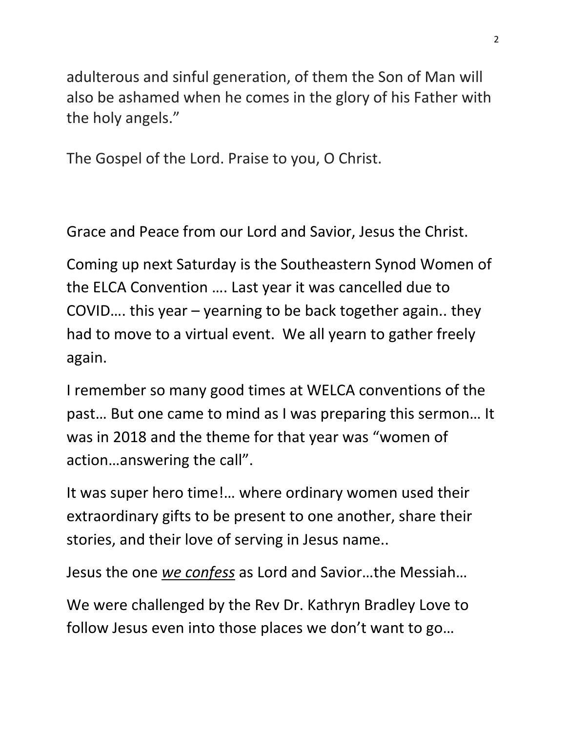adulterous and sinful generation, of them the Son of Man will also be ashamed when he comes in the glory of his Father with the holy angels."

The Gospel of the Lord. Praise to you, O Christ.

Grace and Peace from our Lord and Savior, Jesus the Christ.

Coming up next Saturday is the Southeastern Synod Women of the ELCA Convention …. Last year it was cancelled due to COVID…. this year – yearning to be back together again.. they had to move to a virtual event. We all yearn to gather freely again.

I remember so many good times at WELCA conventions of the past… But one came to mind as I was preparing this sermon… It was in 2018 and the theme for that year was "women of action…answering the call".

It was super hero time!… where ordinary women used their extraordinary gifts to be present to one another, share their stories, and their love of serving in Jesus name..

Jesus the one *we confess* as Lord and Savior…the Messiah…

We were challenged by the Rev Dr. Kathryn Bradley Love to follow Jesus even into those places we don't want to go…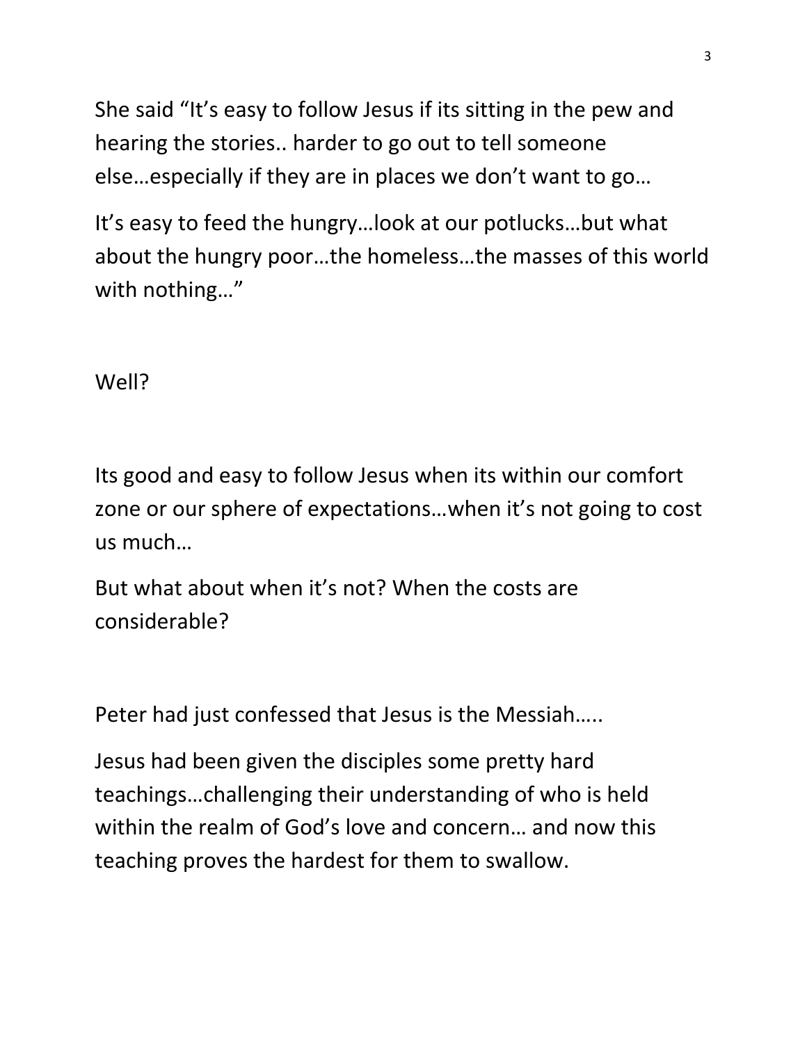She said "It's easy to follow Jesus if its sitting in the pew and hearing the stories.. harder to go out to tell someone else…especially if they are in places we don't want to go…

It's easy to feed the hungry…look at our potlucks…but what about the hungry poor…the homeless…the masses of this world with nothing…"

Well?

Its good and easy to follow Jesus when its within our comfort zone or our sphere of expectations…when it's not going to cost us much…

But what about when it's not? When the costs are considerable?

Peter had just confessed that Jesus is the Messiah…..

Jesus had been given the disciples some pretty hard teachings…challenging their understanding of who is held within the realm of God's love and concern… and now this teaching proves the hardest for them to swallow.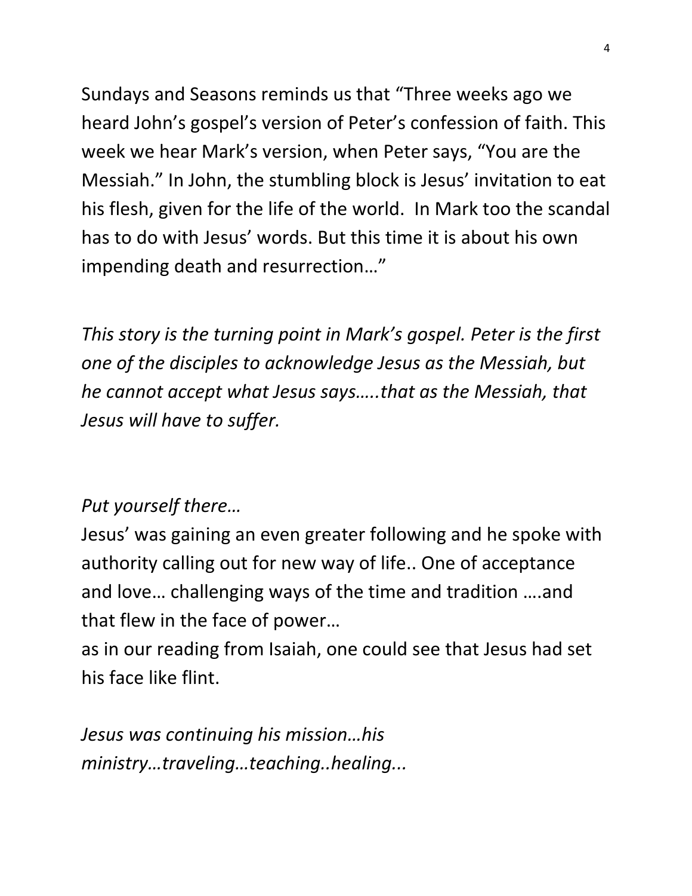Sundays and Seasons reminds us that "Three weeks ago we heard John's gospel's version of Peter's confession of faith. This week we hear Mark's version, when Peter says, "You are the Messiah." In John, the stumbling block is Jesus' invitation to eat his flesh, given for the life of the world. In Mark too the scandal has to do with Jesus' words. But this time it is about his own impending death and resurrection…"

*This story is the turning point in Mark's gospel. Peter is the first one of the disciples to acknowledge Jesus as the Messiah, but he cannot accept what Jesus says…..that as the Messiah, that Jesus will have to suffer.*

*Put yourself there…*

Jesus' was gaining an even greater following and he spoke with authority calling out for new way of life.. One of acceptance and love… challenging ways of the time and tradition ….and that flew in the face of power…

as in our reading from Isaiah, one could see that Jesus had set his face like flint.

*Jesus was continuing his mission…his ministry…traveling…teaching..healing...*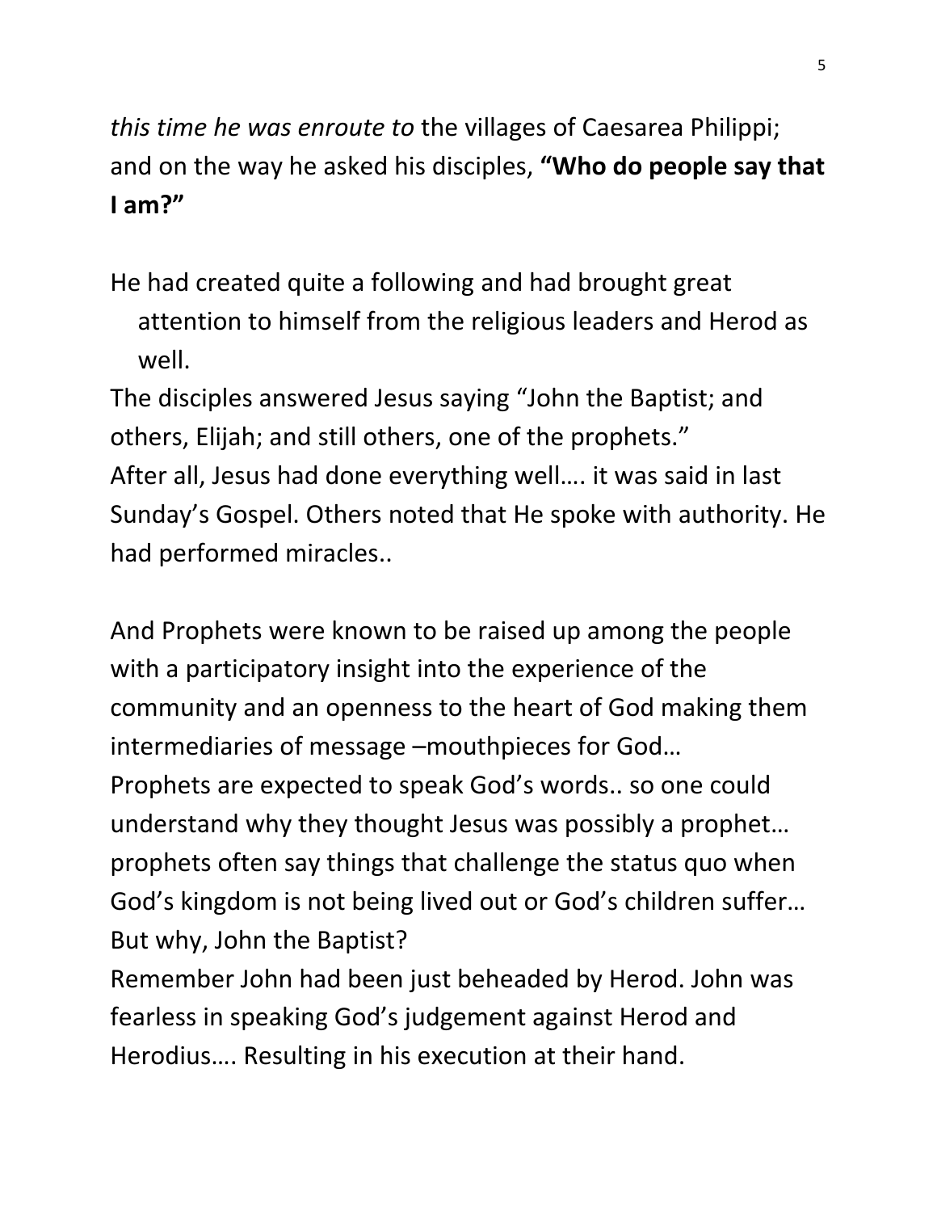*this time he was enroute to* the villages of Caesarea Philippi; and on the way he asked his disciples, **"Who do people say that I am?"**

He had created quite a following and had brought great attention to himself from the religious leaders and Herod as well.

The disciples answered Jesus saying "John the Baptist; and others, Elijah; and still others, one of the prophets."
After all, Jesus had done everything well…. it was said in last Sunday's Gospel. Others noted that He spoke with authority. He had performed miracles..

And Prophets were known to be raised up among the people with a participatory insight into the experience of the community and an openness to the heart of God making them intermediaries of message –mouthpieces for God…
Prophets are expected to speak God's words.. so one could understand why they thought Jesus was possibly a prophet… prophets often say things that challenge the status quo when God's kingdom is not being lived out or God's children suffer…
But why, John the Baptist?
Remember John had been just beheaded by Herod. John was fearless in speaking God's judgement against Herod and Herodius…. Resulting in his execution at their hand.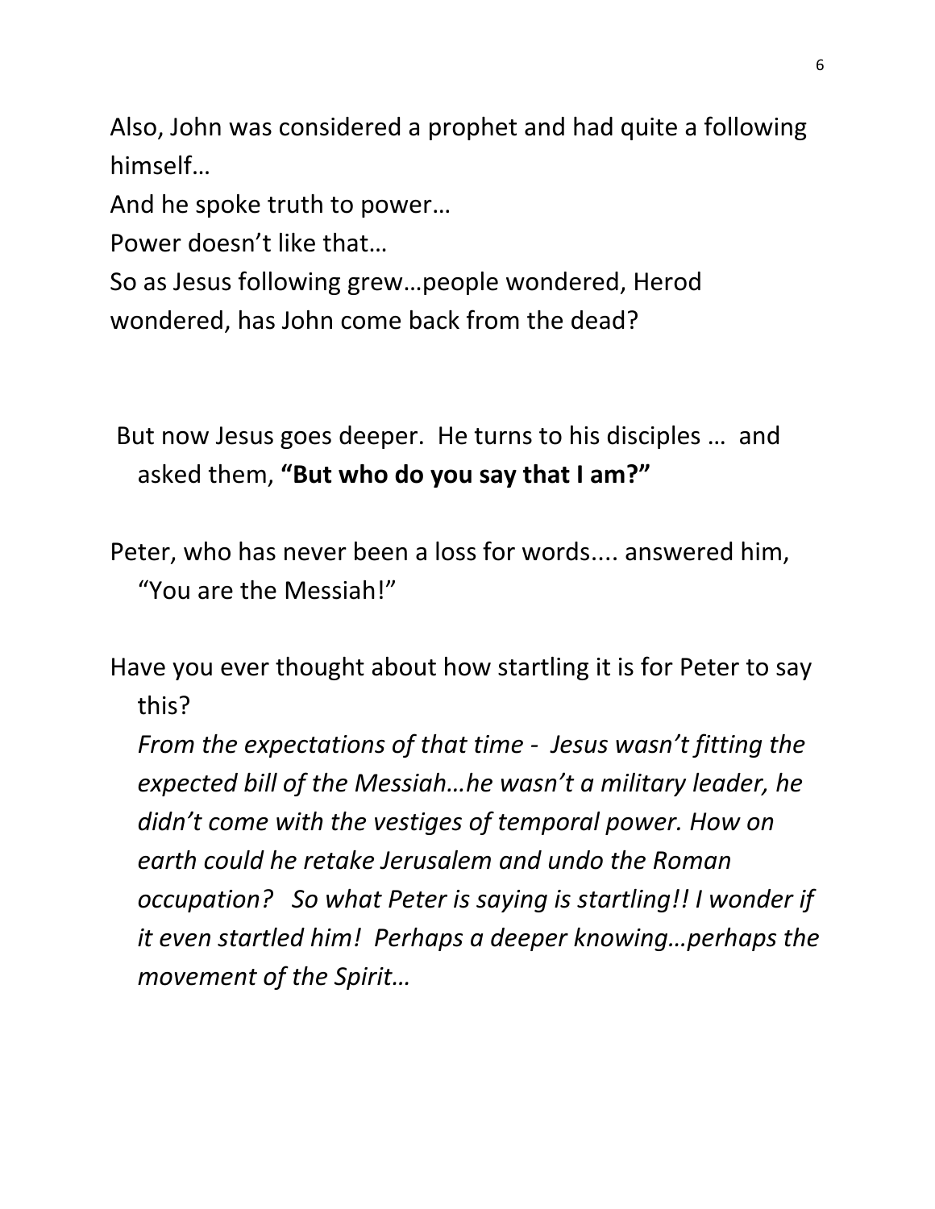Also, John was considered a prophet and had quite a following himself…

And he spoke truth to power…

Power doesn't like that…

So as Jesus following grew…people wondered, Herod wondered, has John come back from the dead?

But now Jesus goes deeper. He turns to his disciples … and asked them, **"But who do you say that I am?"**

Peter, who has never been a loss for words.... answered him, "You are the Messiah!"

Have you ever thought about how startling it is for Peter to say this?

*From the expectations of that time - Jesus wasn't fitting the expected bill of the Messiah…he wasn't a military leader, he didn't come with the vestiges of temporal power. How on earth could he retake Jerusalem and undo the Roman occupation? So what Peter is saying is startling!! I wonder if it even startled him! Perhaps a deeper knowing…perhaps the movement of the Spirit…*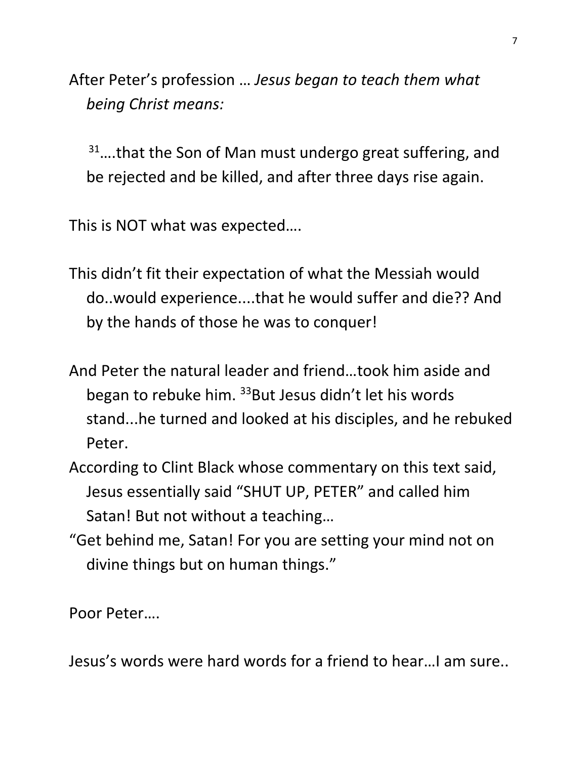After Peter's profession … *Jesus began to teach them what being Christ means:*

[31]….that the Son of Man must undergo great suffering, and be rejected and be killed, and after three days rise again.

This is NOT what was expected….

This didn't fit their expectation of what the Messiah would do..would experience....that he would suffer and die?? And by the hands of those he was to conquer!

And Peter the natural leader and friend…took him aside and began to rebuke him. [33]But Jesus didn't let his words stand...he turned and looked at his disciples, and he rebuked Peter.

According to Clint Black whose commentary on this text said, Jesus essentially said "SHUT UP, PETER" and called him Satan! But not without a teaching…

"Get behind me, Satan! For you are setting your mind not on divine things but on human things."

Poor Peter….

Jesus's words were hard words for a friend to hear…I am sure..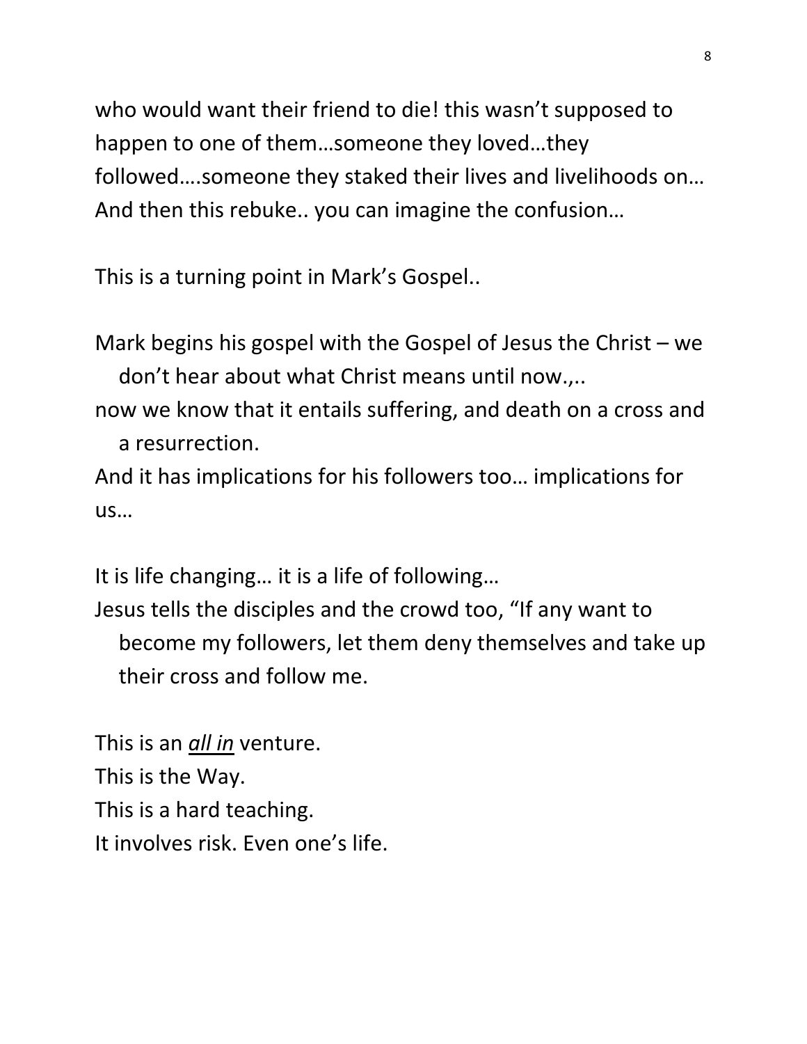who would want their friend to die! this wasn't supposed to happen to one of them…someone they loved…they followed….someone they staked their lives and livelihoods on… And then this rebuke.. you can imagine the confusion…

This is a turning point in Mark's Gospel..

Mark begins his gospel with the Gospel of Jesus the Christ – we don't hear about what Christ means until now.,..
now we know that it entails suffering, and death on a cross and a resurrection.
And it has implications for his followers too… implications for us…

It is life changing… it is a life of following…
Jesus tells the disciples and the crowd too, "If any want to become my followers, let them deny themselves and take up their cross and follow me.

This is an <u>*all in*</u> venture.
This is the Way.
This is a hard teaching.
It involves risk. Even one's life.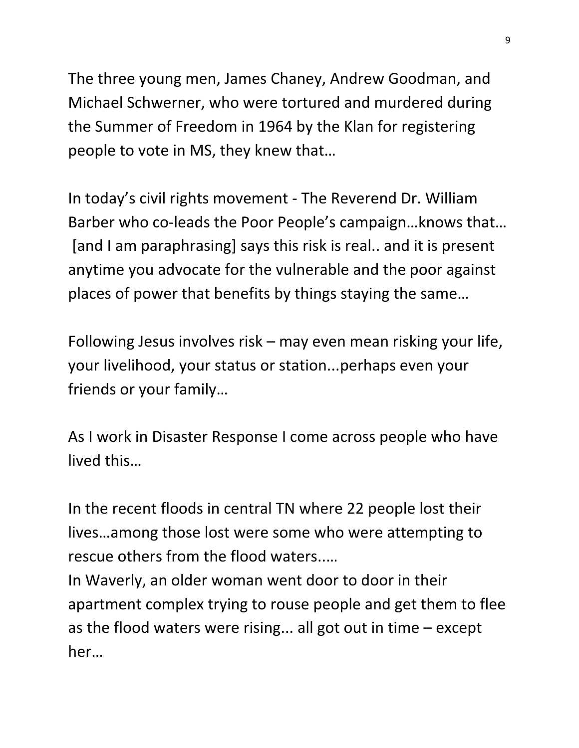The three young men, James Chaney, Andrew Goodman, and Michael Schwerner, who were tortured and murdered during the Summer of Freedom in 1964 by the Klan for registering people to vote in MS, they knew that…

In today's civil rights movement - The Reverend Dr. William Barber who co-leads the Poor People's campaign…knows that… [and I am paraphrasing] says this risk is real.. and it is present anytime you advocate for the vulnerable and the poor against places of power that benefits by things staying the same…

Following Jesus involves risk – may even mean risking your life, your livelihood, your status or station...perhaps even your friends or your family…

As I work in Disaster Response I come across people who have lived this…

In the recent floods in central TN where 22 people lost their lives…among those lost were some who were attempting to rescue others from the flood waters..…
In Waverly, an older woman went door to door in their apartment complex trying to rouse people and get them to flee as the flood waters were rising... all got out in time – except her…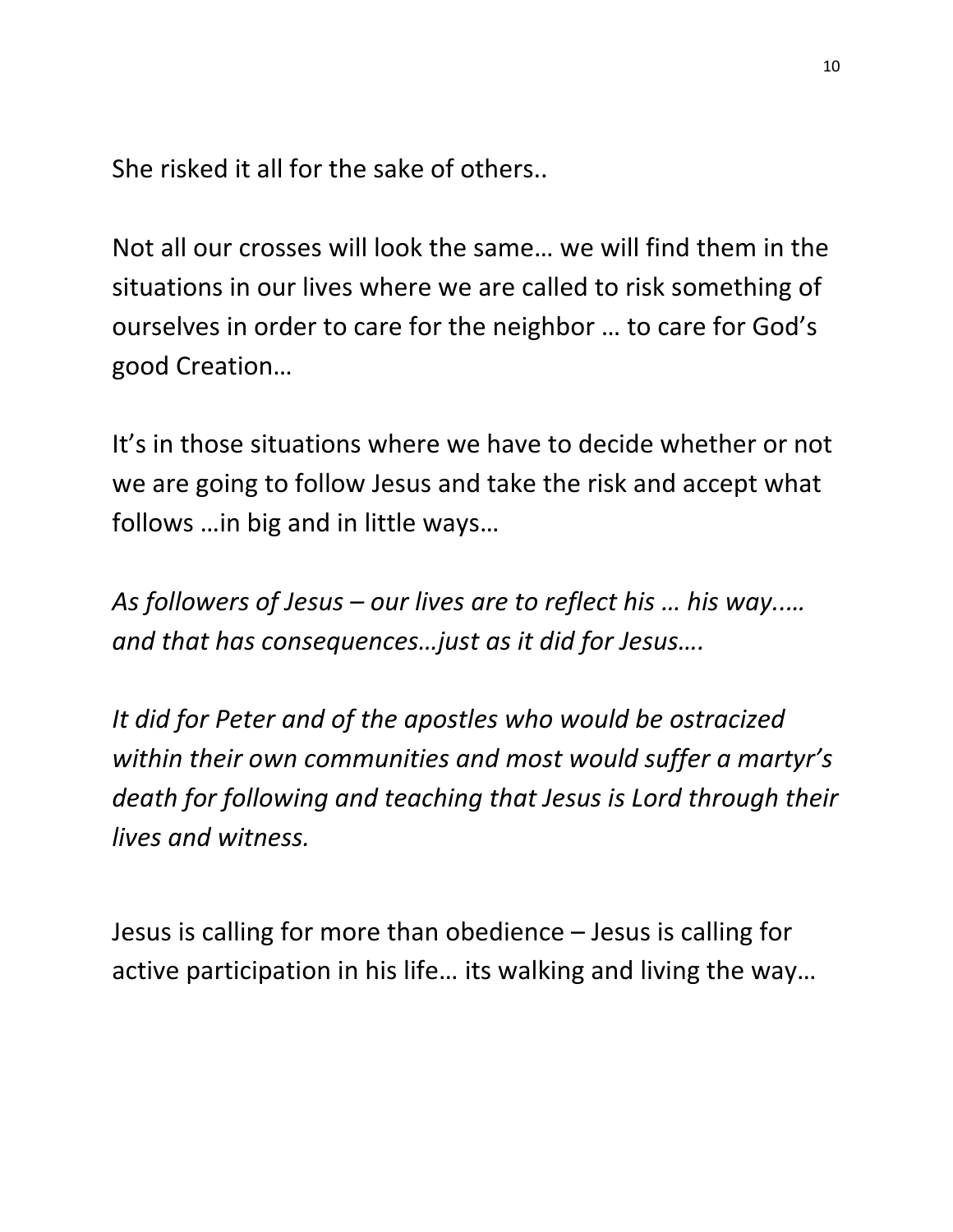She risked it all for the sake of others..

Not all our crosses will look the same… we will find them in the situations in our lives where we are called to risk something of ourselves in order to care for the neighbor … to care for God's good Creation…

It's in those situations where we have to decide whether or not we are going to follow Jesus and take the risk and accept what follows …in big and in little ways…

*As followers of Jesus – our lives are to reflect his … his way..… and that has consequences…just as it did for Jesus….*

*It did for Peter and of the apostles who would be ostracized within their own communities and most would suffer a martyr's death for following and teaching that Jesus is Lord through their lives and witness.*

Jesus is calling for more than obedience – Jesus is calling for active participation in his life… its walking and living the way…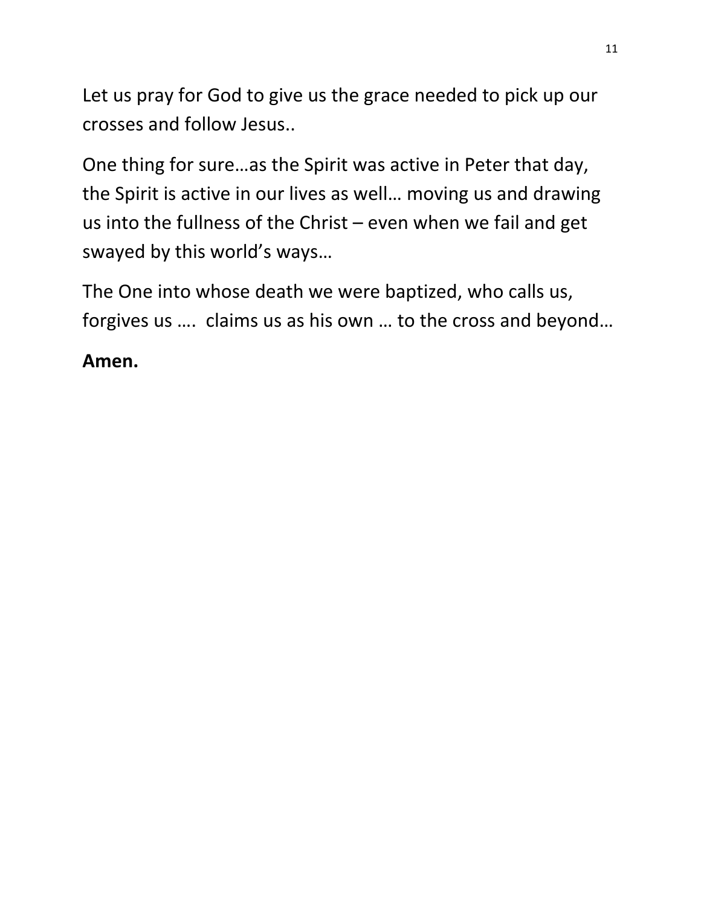Let us pray for God to give us the grace needed to pick up our crosses and follow Jesus..

One thing for sure…as the Spirit was active in Peter that day, the Spirit is active in our lives as well… moving us and drawing us into the fullness of the Christ – even when we fail and get swayed by this world's ways…

The One into whose death we were baptized, who calls us, forgives us ….  claims us as his own … to the cross and beyond…

**Amen.**